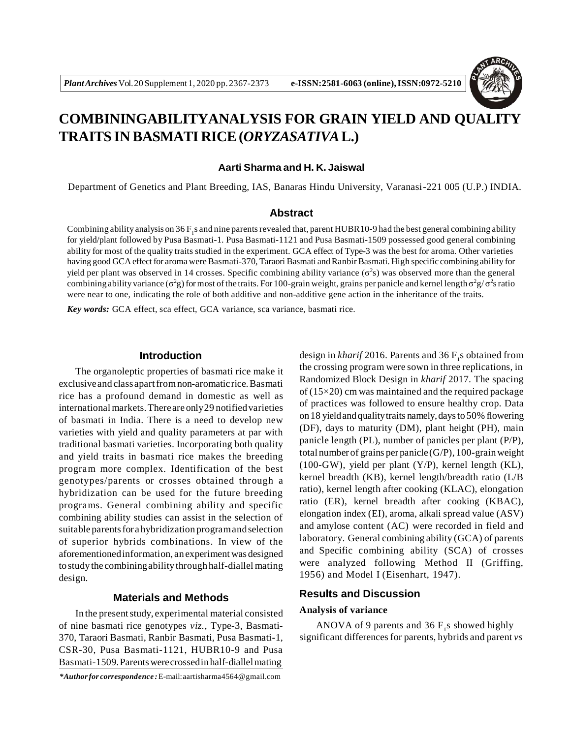# COMBININGABILITYANALYSIS FOR GRAIN YIELD AND QUALITY TRAITS IN BASMATI RICE (*ORYZASATIVA* L.)

**Aarti Sharma and H. K. Jaiswal**

Department of Genetics and Plant Breeding, IAS, Banaras Hindu University, Varanasi-221 005 (U.P.) INDIA.

## Abstract

Combining ability analysis on 36 $F_1$s and nine parents revealed that, parent HUBR10-9 had the best general combining ability for yield/plant followed by Pusa Basmati-1. Pusa Basmati-1121 and Pusa Basmati-1509 possessed good general combining ability for most of the quality traits studied in the experiment. GCA effect of Type-3 was the best for aroma. Other varieties having good GCA effect for aroma were Basmati-370, Taraori Basmati and Ranbir Basmati. High specific combining ability for yield per plant was observed in 14 crosses. Specific combining ability variance ($\sigma^2s$) was observed more than the general combining ability variance ($\sigma^2g$) for most of the traits. For 100-grain weight, grains per panicle and kernel length $\sigma^2g/\sigma^2s$ ratio were near to one, indicating the role of both additive and non-additive gene action in the inheritance of the traits.

***Key words:*** GCA effect, sca effect, GCA variance, sca variance, basmati rice.

## Introduction

The organoleptic properties of basmati rice make it exclusive and class apart from non-aromatic rice. Basmati rice has a profound demand in domestic as well as international markets. There are only 29 notified varieties of basmati in India. There is a need to develop new varieties with yield and quality parameters at par with traditional basmati varieties. Incorporating both quality and yield traits in basmati rice makes the breeding program more complex. Identification of the best genotypes/parents or crosses obtained through a hybridization can be used for the future breeding programs. General combining ability and specific combining ability studies can assist in the selection of suitable parents for a hybridization program and selection of superior hybrids combinations. In view of the aforementioned information, an experiment was designed to study the combining ability through half-diallel mating design.

## Materials and Methods

In the present study, experimental material consisted of nine basmati rice genotypes *viz.*, Type-3, Basmati-370, Taraori Basmati, Ranbir Basmati, Pusa Basmati-1, CSR-30, Pusa Basmati-1121, HUBR10-9 and Pusa Basmati-1509. Parents were crossed in half-diallel mating design in *kharif* 2016. Parents and 36 $F_1$s obtained from the crossing program were sown in three replications, in Randomized Block Design in *kharif* 2017. The spacing of (15×20) cm was maintained and the required package of practices was followed to ensure healthy crop. Data on 18 yield and quality traits namely, days to 50% flowering (DF), days to maturity (DM), plant height (PH), main panicle length (PL), number of panicles per plant (P/P), total number of grains per panicle (G/P), 100-grain weight (100-GW), yield per plant (Y/P), kernel length (KL), kernel breadth (KB), kernel length/breadth ratio (L/B ratio), kernel length after cooking (KLAC), elongation ratio (ER), kernel breadth after cooking (KBAC), elongation index (EI), aroma, alkali spread value (ASV) and amylose content (AC) were recorded in field and laboratory. General combining ability (GCA) of parents and Specific combining ability (SCA) of crosses were analyzed following Method II (Griffing, 1956) and Model I (Eisenhart, 1947).

## Results and Discussion

### Analysis of variance

ANOVA of 9 parents and 36 $F_1$s showed highly significant differences for parents, hybrids and parent *vs*

***Author for correspondence :*** E-mail: aartisharma4564@gmail.com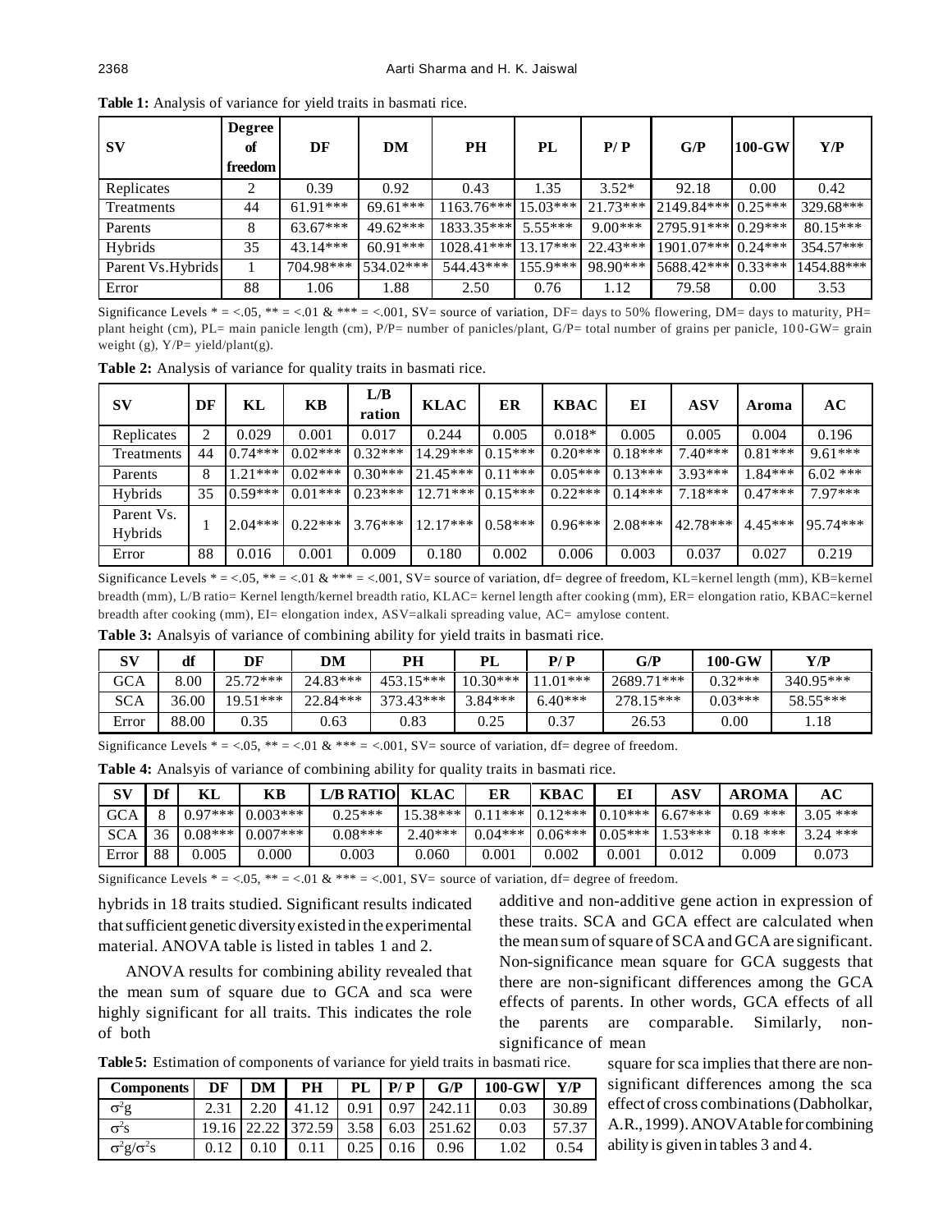**Table 1:** Analysis of variance for yield traits in basmati rice.

| SV | Degree of freedom | DF | DM | PH | PL | P/ P | G/P | 100-GW | Y/P |
|---|---|---|---|---|---|---|---|---|---|
| Replicates | 2 | 0.39 | 0.92 | 0.43 | 1.35 | 3.52* | 92.18 | 0.00 | 0.42 |
| Treatments | 44 | 61.91*** | 69.61*** | 1163.76*** | 15.03*** | 21.73*** | 2149.84*** | 0.25*** | 329.68*** |
| Parents | 8 | 63.67*** | 49.62*** | 1833.35*** | 5.55*** | 9.00*** | 2795.91*** | 0.29*** | 80.15*** |
| Hybrids | 35 | 43.14*** | 60.91*** | 1028.41*** | 13.17*** | 22.43*** | 1901.07*** | 0.24*** | 354.57*** |
| Parent Vs.Hybrids | 1 | 704.98*** | 534.02*** | 544.43*** | 155.9*** | 98.90*** | 5688.42*** | 0.33*** | 1454.88*** |
| Error | 88 | 1.06 | 1.88 | 2.50 | 0.76 | 1.12 | 79.58 | 0.00 | 3.53 |

Significance Levels * = <.05, ** = <.01 & *** = <.001, SV= source of variation, DF= days to 50% flowering, DM= days to maturity, PH= plant height (cm), PL= main panicle length (cm), P/P= number of panicles/plant, G/P= total number of grains per panicle, 100-GW= grain weight (g), Y/P= yield/plant(g).

**Table 2:** Analysis of variance for quality traits in basmati rice.

| SV | DF | KL | KB | L/B ration | KLAC | ER | KBAC | EI | ASV | Aroma | AC |
|---|---|---|---|---|---|---|---|---|---|---|---|
| Replicates | 2 | 0.029 | 0.001 | 0.017 | 0.244 | 0.005 | 0.018* | 0.005 | 0.005 | 0.004 | 0.196 |
| Treatments | 44 | 0.74*** | 0.02*** | 0.32*** | 14.29*** | 0.15*** | 0.20*** | 0.18*** | 7.40*** | 0.81*** | 9.61*** |
| Parents | 8 | 1.21*** | 0.02*** | 0.30*** | 21.45*** | 0.11*** | 0.05*** | 0.13*** | 3.93*** | 1.84*** | 6.02 *** |
| Hybrids | 35 | 0.59*** | 0.01*** | 0.23*** | 12.71*** | 0.15*** | 0.22*** | 0.14*** | 7.18*** | 0.47*** | 7.97*** |
| Parent Vs. Hybrids | 1 | 2.04*** | 0.22*** | 3.76*** | 12.17*** | 0.58*** | 0.96*** | 2.08*** | 42.78*** | 4.45*** | 95.74*** |
| Error | 88 | 0.016 | 0.001 | 0.009 | 0.180 | 0.002 | 0.006 | 0.003 | 0.037 | 0.027 | 0.219 |

Significance Levels * = <.05, ** = <.01 & *** = <.001, SV= source of variation, df= degree of freedom, KL=kernel length (mm), KB=kernel breadth (mm), L/B ratio= Kernel length/kernel breadth ratio, KLAC= kernel length after cooking (mm), ER= elongation ratio, KBAC=kernel breadth after cooking (mm), EI= elongation index, ASV=alkali spreading value, AC= amylose content.

**Table 3:** Analsyis of variance of combining ability for yield traits in basmati rice.

| SV | df | DF | DM | PH | PL | P/ P | G/P | 100-GW | Y/P |
|---|---|---|---|---|---|---|---|---|---|
| GCA | 8.00 | 25.72*** | 24.83*** | 453.15*** | 10.30*** | 11.01*** | 2689.71*** | 0.32*** | 340.95*** |
| SCA | 36.00 | 19.51*** | 22.84*** | 373.43*** | 3.84*** | 6.40*** | 278.15*** | 0.03*** | 58.55*** |
| Error | 88.00 | 0.35 | 0.63 | 0.83 | 0.25 | 0.37 | 26.53 | 0.00 | 1.18 |

Significance Levels * = <.05, ** = <.01 & *** = <.001, SV= source of variation, df= degree of freedom.

**Table 4:** Analsyis of variance of combining ability for quality traits in basmati rice.

| SV | Df | KL | KB | L/B RATIO | KLAC | ER | KBAC | EI | ASV | AROMA | AC |
|---|---|---|---|---|---|---|---|---|---|---|---|
| GCA | 8 | 0.97*** | 0.003*** | 0.25*** | 15.38*** | 0.11*** | 0.12*** | 0.10*** | 6.67*** | 0.69 *** | 3.05 *** |
| SCA | 36 | 0.08*** | 0.007*** | 0.08*** | 2.40*** | 0.04*** | 0.06*** | 0.05*** | 1.53*** | 0.18 *** | 3.24 *** |
| Error | 88 | 0.005 | 0.000 | 0.003 | 0.060 | 0.001 | 0.002 | 0.001 | 0.012 | 0.009 | 0.073 |

Significance Levels * = <.05, ** = <.01 & *** = <.001, SV= source of variation, df= degree of freedom.

hybrids in 18 traits studied. Significant results indicated that sufficient genetic diversity existed in the experimental material. ANOVA table is listed in tables 1 and 2.

ANOVA results for combining ability revealed that the mean sum of square due to GCA and sca were highly significant for all traits. This indicates the role of both additive and non-additive gene action in expression of these traits. SCA and GCA effect are calculated when the mean sum of square of SCA and GCA are significant. Non-significance mean square for GCA suggests that there are non-significant differences among the GCA effects of parents. In other words, GCA effects of all the parents are comparable. Similarly, non-significance of mean square for sca implies that there are non-significant differences among the sca effect of cross combinations (Dabholkar, A.R., 1999). ANOVA table for combining ability is given in tables 3 and 4.

**Table 5:** Estimation of components of variance for yield traits in basmati rice.

| Components | DF | DM | PH | PL | P/ P | G/P | 100-GW | Y/P |
|---|---|---|---|---|---|---|---|---|
| $\sigma^2 g$ | 2.31 | 2.20 | 41.12 | 0.91 | 0.97 | 242.11 | 0.03 | 30.89 |
| $\sigma^2 s$ | 19.16 | 22.22 | 372.59 | 3.58 | 6.03 | 251.62 | 0.03 | 57.37 |
| $\sigma^2 g/\sigma^2 s$ | 0.12 | 0.10 | 0.11 | 0.25 | 0.16 | 0.96 | 1.02 | 0.54 |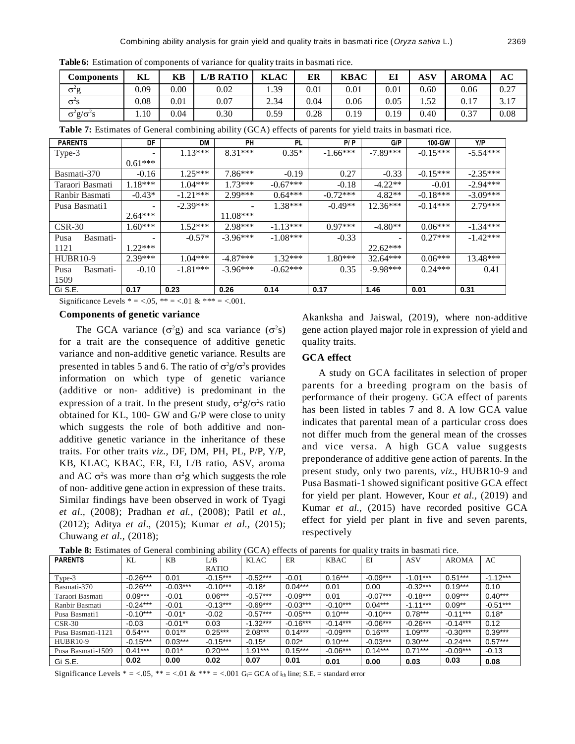**Table 6:** Estimation of components of variance for quality traits in basmati rice.

| Components | KL | KB | L/B RATIO | KLAC | ER | KBAC | EI | ASV | AROMA | AC |
|---|---|---|---|---|---|---|---|---|---|---|
| $\sigma^2 g$ | 0.09 | 0.00 | 0.02 | 1.39 | 0.01 | 0.01 | 0.01 | 0.60 | 0.06 | 0.27 |
| $\sigma^2 s$ | 0.08 | 0.01 | 0.07 | 2.34 | 0.04 | 0.06 | 0.05 | 1.52 | 0.17 | 3.17 |
| $\sigma^2 g/\sigma^2 s$ | 1.10 | 0.04 | 0.30 | 0.59 | 0.28 | 0.19 | 0.19 | 0.40 | 0.37 | 0.08 |

**Table 7:** Estimates of General combining ability (GCA) effects of parents for yield traits in basmati rice.

| PARENTS | DF | DM | PH | PL | P/ P | G/P | 100-GW | Y/P |
|---|---|---|---|---|---|---|---|---|
| Type-3 | -0.61*** | 1.13*** | 8.31*** | 0.35* | -1.66*** | -7.89*** | -0.15*** | -5.54*** |
| Basmati-370 | -0.16 | 1.25*** | 7.86*** | -0.19 | 0.27 | -0.33 | -0.15*** | -2.35*** |
| Taraori Basmati | 1.18*** | 1.04*** | 1.73*** | -0.67*** | -0.18 | -4.22** | -0.01 | -2.94*** |
| Ranbir Basmati | -0.43* | -1.21*** | 2.99*** | 0.64*** | -0.72*** | 4.82** | -0.18*** | -3.09*** |
| Pusa Basmati1 | -2.64*** | -2.39*** | -11.08*** | 1.38*** | -0.49** | 12.36*** | -0.14*** | 2.79*** |
| CSR-30 | 1.60*** | 1.52*** | 2.98*** | -1.13*** | 0.97*** | -4.80** | 0.06*** | -1.34*** |
| Pusa Basmati-1121 | -1.22*** | -0.57* | -3.96*** | -1.08*** | -0.33 | -22.62*** | 0.27*** | -1.42*** |
| HUBR10-9 | 2.39*** | 1.04*** | -4.87*** | 1.32*** | 1.80*** | 32.64*** | 0.06*** | 13.48*** |
| Pusa Basmati-1509 | -0.10 | -1.81*** | -3.96*** | -0.62*** | 0.35 | -9.98*** | 0.24*** | 0.41 |
| Gi S.E. | **0.17** | **0.23** | **0.26** | **0.14** | **0.17** | **1.46** | **0.01** | **0.31** |

Significance Levels * = <.05, ** = <.01 & *** = <.001.

### Components of genetic variance

The GCA variance ($\sigma^2 g$) and sca variance ($\sigma^2 s$) for a trait are the consequence of additive genetic variance and non-additive genetic variance. Results are presented in tables 5 and 6. The ratio of $\sigma^2 g/\sigma^2 s$ provides information on which type of genetic variance (additive or non- additive) is predominant in the expression of a trait. In the present study, $\sigma^2 g/\sigma^2 s$ ratio obtained for KL, 100- GW and G/P were close to unity which suggests the role of both additive and non-additive genetic variance in the inheritance of these traits. For other traits *viz.,* DF, DM, PH, PL, P/P, Y/P, KB, KLAC, KBAC, ER, EI, L/B ratio, ASV, aroma and AC $\sigma^2 s$ was more than $\sigma^2 g$ which suggests the role of non- additive gene action in expression of these traits. Similar findings have been observed in work of Tyagi *et al.,* (2008); Pradhan *et al.,* (2008); Patil *et al.,* (2012); Aditya *et al.,* (2015); Kumar *et al.,* (2015); Chuwang *et al.,* (2018); Akanksha and Jaiswal, (2019), where non-additive gene action played major role in expression of yield and quality traits.

### GCA effect

A study on GCA facilitates in selection of proper parents for a breeding program on the basis of performance of their progeny. GCA effect of parents has been listed in tables 7 and 8. A low GCA value indicates that parental mean of a particular cross does not differ much from the general mean of the crosses and vice versa. A high GCA value suggests preponderance of additive gene action of parents. In the present study, only two parents, *viz.,* HUBR10-9 and Pusa Basmati-1 showed significant positive GCA effect for yield per plant. However, Kour *et al.,* (2019) and Kumar *et al.,* (2015) have recorded positive GCA effect for yield per plant in five and seven parents, respectively

**Table 8:** Estimates of General combining ability (GCA) effects of parents for quality traits in basmati rice.

| PARENTS | KL | KB | L/B RATIO | KLAC | ER | KBAC | EI | ASV | AROMA | AC |
|---|---|---|---|---|---|---|---|---|---|---|
| Type-3 | -0.26*** | 0.01 | -0.15*** | -0.52*** | -0.01 | 0.16*** | -0.09*** | -1.01*** | 0.51*** | -1.12*** |
| Basmati-370 | -0.26*** | -0.03*** | -0.10*** | -0.18* | 0.04*** | 0.01 | 0.00 | -0.32*** | 0.19*** | 0.10 |
| Taraori Basmati | 0.09*** | -0.01 | 0.06*** | -0.57*** | -0.09*** | 0.01 | -0.07*** | -0.18*** | 0.09*** | 0.40*** |
| Ranbir Basmati | -0.24*** | -0.01 | -0.13*** | -0.69*** | -0.03*** | -0.10*** | 0.04*** | -1.11*** | 0.09** | -0.51*** |
| Pusa Basmati1 | -0.10*** | -0.01* | -0.02 | -0.57*** | -0.05*** | 0.10*** | -0.10*** | 0.78*** | -0.11*** | 0.18* |
| CSR-30 | -0.03 | -0.01** | 0.03 | -1.32*** | -0.16*** | -0.14*** | -0.06*** | -0.26*** | -0.14*** | 0.12 |
| Pusa Basmati-1121 | 0.54*** | 0.01** | 0.25*** | 2.08*** | 0.14*** | -0.09*** | 0.16*** | 1.09*** | -0.30*** | 0.39*** |
| HUBR10-9 | -0.15*** | 0.03*** | -0.15*** | -0.15* | 0.02* | 0.10*** | -0.03*** | 0.30*** | -0.24*** | 0.57*** |
| Pusa Basmati-1509 | 0.41*** | 0.01* | 0.20*** | 1.91*** | 0.15*** | -0.06*** | 0.14*** | 0.71*** | -0.09*** | -0.13 |
| Gi S.E. | **0.02** | **0.00** | **0.02** | **0.07** | **0.01** | **0.01** | **0.00** | **0.03** | **0.03** | **0.08** |

Significance Levels * = <.05, ** = <.01 & *** = <.001 $G_i$= GCA of $i_{th}$ line; S.E. = standard error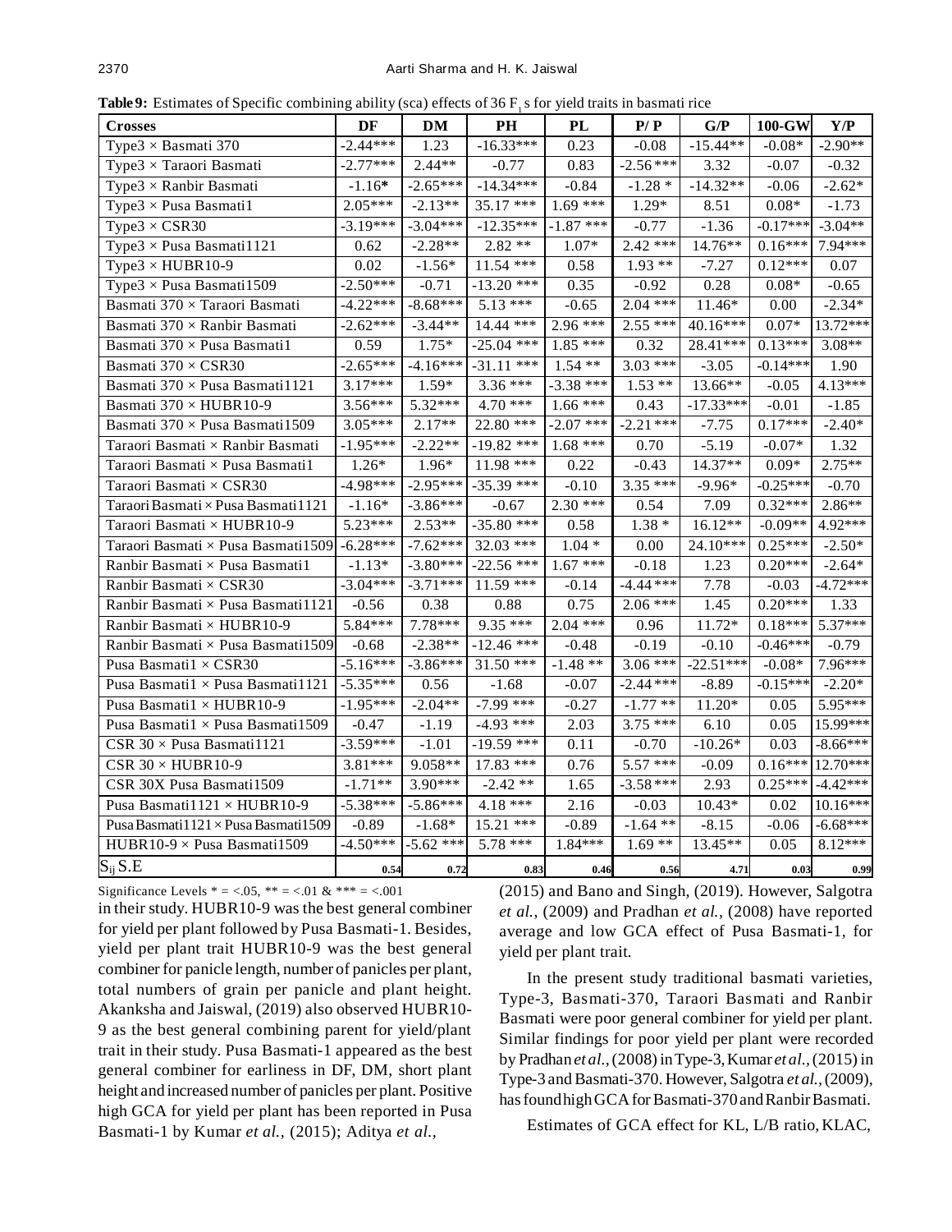**Table 9:** Estimates of Specific combining ability (sca) effects of 36 $F_1$s for yield traits in basmati rice

| Crosses | DF | DM | PH | PL | P/ P | G/P | 100-GW | Y/P |
|---|---|---|---|---|---|---|---|---|
| Type3 × Basmati 370 | -2.44*** | 1.23 | -16.33*** | 0.23 | -0.08 | -15.44** | -0.08* | -2.90** |
| Type3 × Taraori Basmati | -2.77*** | 2.44** | -0.77 | 0.83 | -2.56 *** | 3.32 | -0.07 | -0.32 |
| Type3 × Ranbir Basmati | -1.16* | -2.65*** | -14.34*** | -0.84 | -1.28 * | -14.32** | -0.06 | -2.62* |
| Type3 × Pusa Basmati1 | 2.05*** | -2.13** | 35.17 *** | 1.69 *** | 1.29* | 8.51 | 0.08* | -1.73 |
| Type3 × CSR30 | -3.19*** | -3.04*** | -12.35*** | -1.87 *** | -0.77 | -1.36 | -0.17*** | -3.04** |
| Type3 × Pusa Basmati1121 | 0.62 | -2.28** | 2.82 ** | 1.07* | 2.42 *** | 14.76** | 0.16*** | 7.94*** |
| Type3 × HUBR10-9 | 0.02 | -1.56* | 11.54 *** | 0.58 | 1.93 ** | -7.27 | 0.12*** | 0.07 |
| Type3 × Pusa Basmati1509 | -2.50*** | -0.71 | -13.20 *** | 0.35 | -0.92 | 0.28 | 0.08* | -0.65 |
| Basmati 370 × Taraori Basmati | -4.22*** | -8.68*** | 5.13 *** | -0.65 | 2.04 *** | 11.46* | 0.00 | -2.34* |
| Basmati 370 × Ranbir Basmati | -2.62*** | -3.44** | 14.44 *** | 2.96 *** | 2.55 *** | 40.16*** | 0.07* | 13.72*** |
| Basmati 370 × Pusa Basmati1 | 0.59 | 1.75* | -25.04 *** | 1.85 *** | 0.32 | 28.41*** | 0.13*** | 3.08** |
| Basmati 370 × CSR30 | -2.65*** | -4.16*** | -31.11 *** | 1.54 ** | 3.03 *** | -3.05 | -0.14*** | 1.90 |
| Basmati 370 × Pusa Basmati1121 | 3.17*** | 1.59* | 3.36 *** | -3.38 *** | 1.53 ** | 13.66** | -0.05 | 4.13*** |
| Basmati 370 × HUBR10-9 | 3.56*** | 5.32*** | 4.70 *** | 1.66 *** | 0.43 | -17.33*** | -0.01 | -1.85 |
| Basmati 370 × Pusa Basmati1509 | 3.05*** | 2.17** | 22.80 *** | -2.07 *** | -2.21 *** | -7.75 | 0.17*** | -2.40* |
| Taraori Basmati × Ranbir Basmati | -1.95*** | -2.22** | -19.82 *** | 1.68 *** | 0.70 | -5.19 | -0.07* | 1.32 |
| Taraori Basmati × Pusa Basmati1 | 1.26* | 1.96* | 11.98 *** | 0.22 | -0.43 | 14.37** | 0.09* | 2.75** |
| Taraori Basmati × CSR30 | -4.98*** | -2.95*** | -35.39 *** | -0.10 | 3.35 *** | -9.96* | -0.25*** | -0.70 |
| Taraori Basmati × Pusa Basmati1121 | -1.16* | -3.86*** | -0.67 | 2.30 *** | 0.54 | 7.09 | 0.32*** | 2.86** |
| Taraori Basmati × HUBR10-9 | 5.23*** | 2.53** | -35.80 *** | 0.58 | 1.38 * | 16.12** | -0.09** | 4.92*** |
| Taraori Basmati × Pusa Basmati1509 | -6.28*** | -7.62*** | 32.03 *** | 1.04 * | 0.00 | 24.10*** | 0.25*** | -2.50* |
| Ranbir Basmati × Pusa Basmati1 | -1.13* | -3.80*** | -22.56 *** | 1.67 *** | -0.18 | 1.23 | 0.20*** | -2.64* |
| Ranbir Basmati × CSR30 | -3.04*** | -3.71*** | 11.59 *** | -0.14 | -4.44 *** | 7.78 | -0.03 | -4.72*** |
| Ranbir Basmati × Pusa Basmati1121 | -0.56 | 0.38 | 0.88 | 0.75 | 2.06 *** | 1.45 | 0.20*** | 1.33 |
| Ranbir Basmati × HUBR10-9 | 5.84*** | 7.78*** | 9.35 *** | 2.04 *** | 0.96 | 11.72* | 0.18*** | 5.37*** |
| Ranbir Basmati × Pusa Basmati1509 | -0.68 | -2.38** | -12.46 *** | -0.48 | -0.19 | -0.10 | -0.46*** | -0.79 |
| Pusa Basmati1 × CSR30 | -5.16*** | -3.86*** | 31.50 *** | -1.48 ** | 3.06 *** | -22.51*** | -0.08* | 7.96*** |
| Pusa Basmati1 × Pusa Basmati1121 | -5.35*** | 0.56 | -1.68 | -0.07 | -2.44 *** | -8.89 | -0.15*** | -2.20* |
| Pusa Basmati1 × HUBR10-9 | -1.95*** | -2.04** | -7.99 *** | -0.27 | -1.77 ** | 11.20* | 0.05 | 5.95*** |
| Pusa Basmati1 × Pusa Basmati1509 | -0.47 | -1.19 | -4.93 *** | 2.03 | 3.75 *** | 6.10 | 0.05 | 15.99*** |
| CSR 30 × Pusa Basmati1121 | -3.59*** | -1.01 | -19.59 *** | 0.11 | -0.70 | -10.26* | 0.03 | -8.66*** |
| CSR 30 × HUBR10-9 | 3.81*** | 9.058** | 17.83 *** | 0.76 | 5.57 *** | -0.09 | 0.16*** | 12.70*** |
| CSR 30X Pusa Basmati1509 | -1.71** | 3.90*** | -2.42 ** | 1.65 | -3.58 *** | 2.93 | 0.25*** | -4.42*** |
| Pusa Basmati1121 × HUBR10-9 | -5.38*** | -5.86*** | 4.18 *** | 2.16 | -0.03 | 10.43* | 0.02 | 10.16*** |
| Pusa Basmati1121 × Pusa Basmati1509 | -0.89 | -1.68* | 15.21 *** | -0.89 | -1.64 ** | -8.15 | -0.06 | -6.68*** |
| HUBR10-9 × Pusa Basmati1509 | -4.50*** | -5.62 *** | 5.78 *** | 1.84*** | 1.69 ** | 13.45** | 0.05 | 8.12*** |
| $S_{ij}$ S.E | 0.54 | 0.72 | 0.83 | 0.46 | 0.56 | 4.71 | 0.03 | 0.99 |

Significance Levels * = <.05, ** = <.01 & *** = <.001

in their study. HUBR10-9 was the best general combiner for yield per plant followed by Pusa Basmati-1. Besides, yield per plant trait HUBR10-9 was the best general combiner for panicle length, number of panicles per plant, total numbers of grain per panicle and plant height. Akanksha and Jaiswal, (2019) also observed HUBR10-9 as the best general combining parent for yield/plant trait in their study. Pusa Basmati-1 appeared as the best general combiner for earliness in DF, DM, short plant height and increased number of panicles per plant. Positive high GCA for yield per plant has been reported in Pusa Basmati-1 by Kumar *et al.,* (2015); Aditya *et al.,* (2015) and Bano and Singh, (2019). However, Salgotra *et al.,* (2009) and Pradhan *et al.,* (2008) have reported average and low GCA effect of Pusa Basmati-1, for yield per plant trait.

In the present study traditional basmati varieties, Type-3, Basmati-370, Taraori Basmati and Ranbir Basmati were poor general combiner for yield per plant. Similar findings for poor yield per plant were recorded by Pradhan *et al.,* (2008) in Type-3, Kumar *et al.,* (2015) in Type-3 and Basmati-370. However, Salgotra *et al.,* (2009), has found high GCA for Basmati-370 and Ranbir Basmati.

Estimates of GCA effect for KL, L/B ratio, KLAC,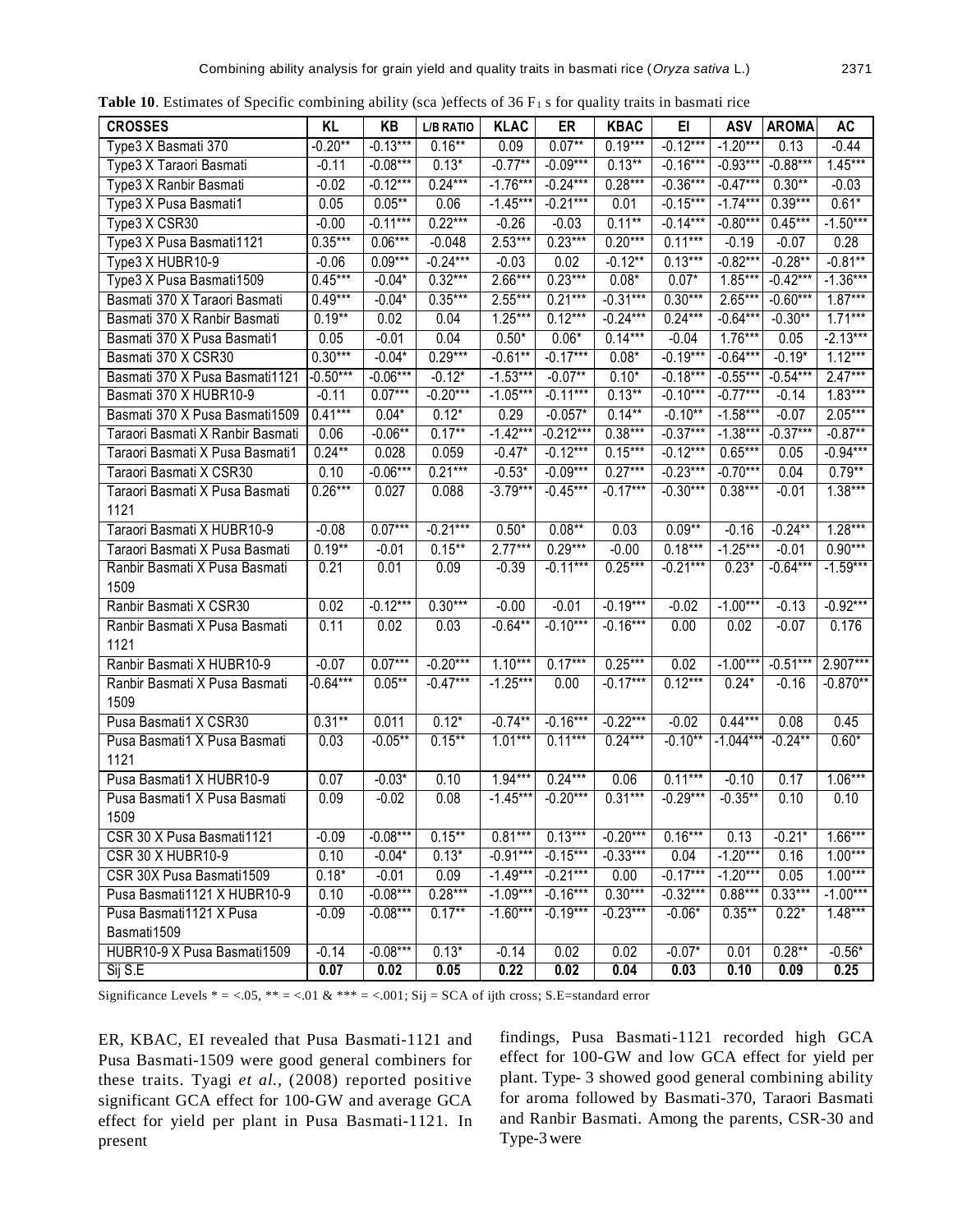**Table 10**. Estimates of Specific combining ability (sca )effects of 36 $F_1$ s for quality traits in basmati rice

| CROSSES | KL | KB | L/B RATIO | KLAC | ER | KBAC | EI | ASV | AROMA | AC |
|---|---|---|---|---|---|---|---|---|---|---|
| Type3 X Basmati 370 | -0.20** | -0.13*** | 0.16** | 0.09 | 0.07** | 0.19*** | -0.12*** | -1.20*** | 0.13 | -0.44 |
| Type3 X Taraori Basmati | -0.11 | -0.08*** | 0.13* | -0.77** | -0.09*** | 0.13** | -0.16*** | -0.93*** | -0.88*** | 1.45*** |
| Type3 X Ranbir Basmati | -0.02 | -0.12*** | 0.24*** | -1.76*** | -0.24*** | 0.28*** | -0.36*** | -0.47*** | 0.30** | -0.03 |
| Type3 X Pusa Basmati1 | 0.05 | 0.05** | 0.06 | -1.45*** | -0.21*** | 0.01 | -0.15*** | -1.74*** | 0.39*** | 0.61* |
| Type3 X CSR30 | -0.00 | -0.11*** | 0.22*** | -0.26 | -0.03 | 0.11** | -0.14*** | -0.80*** | 0.45*** | -1.50*** |
| Type3 X Pusa Basmati1121 | 0.35*** | 0.06*** | -0.048 | 2.53*** | 0.23*** | 0.20*** | 0.11*** | -0.19 | -0.07 | 0.28 |
| Type3 X HUBR10-9 | -0.06 | 0.09*** | -0.24*** | -0.03 | 0.02 | -0.12** | 0.13*** | -0.82*** | -0.28** | -0.81** |
| Type3 X Pusa Basmati1509 | 0.45*** | -0.04* | 0.32*** | 2.66*** | 0.23*** | 0.08* | 0.07* | 1.85*** | -0.42*** | -1.36*** |
| Basmati 370 X Taraori Basmati | 0.49*** | -0.04* | 0.35*** | 2.55*** | 0.21*** | -0.31*** | 0.30*** | 2.65*** | -0.60*** | 1.87*** |
| Basmati 370 X Ranbir Basmati | 0.19** | 0.02 | 0.04 | 1.25*** | 0.12*** | -0.24*** | 0.24*** | -0.64*** | -0.30** | 1.71*** |
| Basmati 370 X Pusa Basmati1 | 0.05 | -0.01 | 0.04 | 0.50* | 0.06* | 0.14*** | -0.04 | 1.76*** | 0.05 | -2.13*** |
| Basmati 370 X CSR30 | 0.30*** | -0.04* | 0.29*** | -0.61** | -0.17*** | 0.08* | -0.19*** | -0.64*** | -0.19* | 1.12*** |
| Basmati 370 X Pusa Basmati1121 | -0.50*** | -0.06*** | -0.12* | -1.53*** | -0.07** | 0.10* | -0.18*** | -0.55*** | -0.54*** | 2.47*** |
| Basmati 370 X HUBR10-9 | -0.11 | 0.07*** | -0.20*** | -1.05*** | -0.11*** | 0.13** | -0.10*** | -0.77*** | -0.14 | 1.83*** |
| Basmati 370 X Pusa Basmati1509 | 0.41*** | 0.04* | 0.12* | 0.29 | -0.057* | 0.14** | -0.10** | -1.58*** | -0.07 | 2.05*** |
| Taraori Basmati X Ranbir Basmati | 0.06 | -0.06** | 0.17** | -1.42*** | -0.212*** | 0.38*** | -0.37*** | -1.38*** | -0.37*** | -0.87** |
| Taraori Basmati X Pusa Basmati1 | 0.24** | 0.028 | 0.059 | -0.47* | -0.12*** | 0.15*** | -0.12*** | 0.65*** | 0.05 | -0.94*** |
| Taraori Basmati X CSR30 | 0.10 | -0.06*** | 0.21*** | -0.53* | -0.09*** | 0.27*** | -0.23*** | -0.70*** | 0.04 | 0.79** |
| Taraori Basmati X Pusa Basmati 1121 | 0.26*** | 0.027 | 0.088 | -3.79*** | -0.45*** | -0.17*** | -0.30*** | 0.38*** | -0.01 | 1.38*** |
| Taraori Basmati X HUBR10-9 | -0.08 | 0.07*** | -0.21*** | 0.50* | 0.08** | 0.03 | 0.09** | -0.16 | -0.24** | 1.28*** |
| Taraori Basmati X Pusa Basmati | 0.19** | -0.01 | 0.15** | 2.77*** | 0.29*** | -0.00 | 0.18*** | -1.25*** | -0.01 | 0.90*** |
| Ranbir Basmati X Pusa Basmati 1509 | 0.21 | 0.01 | 0.09 | -0.39 | -0.11*** | 0.25*** | -0.21*** | 0.23* | -0.64*** | -1.59*** |
| Ranbir Basmati X CSR30 | 0.02 | -0.12*** | 0.30*** | -0.00 | -0.01 | -0.19*** | -0.02 | -1.00*** | -0.13 | -0.92*** |
| Ranbir Basmati X Pusa Basmati 1121 | 0.11 | 0.02 | 0.03 | -0.64** | -0.10*** | -0.16*** | 0.00 | 0.02 | -0.07 | 0.176 |
| Ranbir Basmati X HUBR10-9 | -0.07 | 0.07*** | -0.20*** | 1.10*** | 0.17*** | 0.25*** | 0.02 | -1.00*** | -0.51*** | 2.907*** |
| Ranbir Basmati X Pusa Basmati 1509 | -0.64*** | 0.05** | -0.47*** | -1.25*** | 0.00 | -0.17*** | 0.12*** | 0.24* | -0.16 | -0.870** |
| Pusa Basmati1 X CSR30 | 0.31** | 0.011 | 0.12* | -0.74** | -0.16*** | -0.22*** | -0.02 | 0.44*** | 0.08 | 0.45 |
| Pusa Basmati1 X Pusa Basmati 1121 | 0.03 | -0.05** | 0.15** | 1.01*** | 0.11*** | 0.24*** | -0.10** | -1.044*** | -0.24** | 0.60* |
| Pusa Basmati1 X HUBR10-9 | 0.07 | -0.03* | 0.10 | 1.94*** | 0.24*** | 0.06 | 0.11*** | -0.10 | 0.17 | 1.06*** |
| Pusa Basmati1 X Pusa Basmati 1509 | 0.09 | -0.02 | 0.08 | -1.45*** | -0.20*** | 0.31*** | -0.29*** | -0.35** | 0.10 | 0.10 |
| CSR 30 X Pusa Basmati1121 | -0.09 | -0.08*** | 0.15** | 0.81*** | 0.13*** | -0.20*** | 0.16*** | 0.13 | -0.21* | 1.66*** |
| CSR 30 X HUBR10-9 | 0.10 | -0.04* | 0.13* | -0.91*** | -0.15*** | -0.33*** | 0.04 | -1.20*** | 0.16 | 1.00*** |
| CSR 30X Pusa Basmati1509 | 0.18* | -0.01 | 0.09 | -1.49*** | -0.21*** | 0.00 | -0.17*** | -1.20*** | 0.05 | 1.00*** |
| Pusa Basmati1121 X HUBR10-9 | 0.10 | -0.08*** | 0.28*** | -1.09*** | -0.16*** | 0.30*** | -0.32*** | 0.88*** | 0.33*** | -1.00*** |
| Pusa Basmati1121 X Pusa Basmati1509 | -0.09 | -0.08*** | 0.17** | -1.60*** | -0.19*** | -0.23*** | -0.06* | 0.35** | 0.22* | 1.48*** |
| HUBR10-9 X Pusa Basmati1509 | -0.14 | -0.08*** | 0.13* | -0.14 | 0.02 | 0.02 | -0.07* | 0.01 | 0.28** | -0.56* |
| Sij S.E | **0.07** | **0.02** | **0.05** | **0.22** | **0.02** | **0.04** | **0.03** | **0.10** | **0.09** | **0.25** |

Significance Levels * = <.05, ** = <.01 & *** = <.001; Sij = SCA of ijth cross; S.E=standard error

ER, KBAC, EI revealed that Pusa Basmati-1121 and Pusa Basmati-1509 were good general combiners for these traits. Tyagi *et al.*, (2008) reported positive significant GCA effect for 100-GW and average GCA effect for yield per plant in Pusa Basmati-1121. In present findings, Pusa Basmati-1121 recorded high GCA effect for 100-GW and low GCA effect for yield per plant. Type- 3 showed good general combining ability for aroma followed by Basmati-370, Taraori Basmati and Ranbir Basmati. Among the parents, CSR-30 and Type-3 were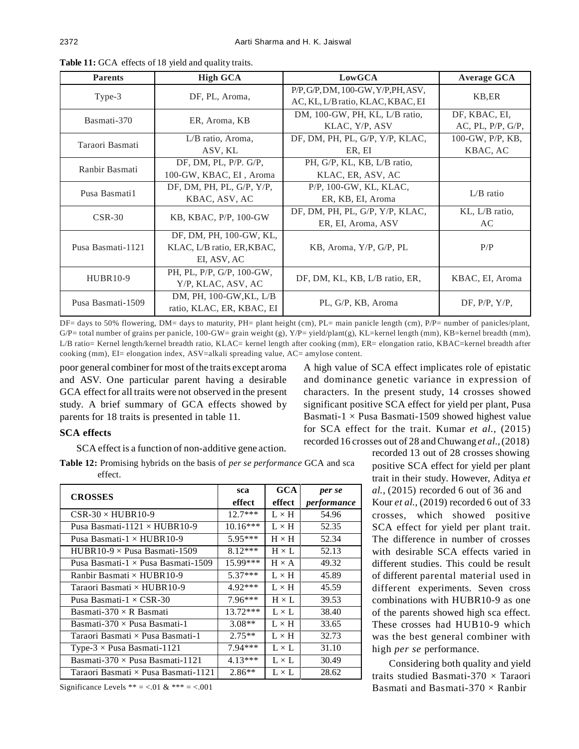**Table 11:** GCA effects of 18 yield and quality traits.

| Parents | High GCA | LowGCA | Average GCA |
|---|---|---|---|
| Type-3 | DF, PL, Aroma, | P/P, G/P, DM, 100-GW, Y/P, PH, ASV, AC, KL, L/B ratio, KLAC, KBAC, EI | KB,ER |
| Basmati-370 | ER, Aroma, KB | DM, 100-GW, PH, KL, L/B ratio, KLAC, Y/P, ASV | DF, KBAC, EI, AC, PL, P/P, G/P, |
| Taraori Basmati | L/B ratio, Aroma, ASV, KL | DF, DM, PH, PL, G/P, Y/P, KLAC, ER, EI | 100-GW, P/P, KB, KBAC, AC |
| Ranbir Basmati | DF, DM, PL, P/P. G/P, 100-GW, KBAC, EI , Aroma | PH, G/P, KL, KB, L/B ratio, KLAC, ER, ASV, AC | |
| Pusa Basmati1 | DF, DM, PH, PL, G/P, Y/P, KBAC, ASV, AC | P/P, 100-GW, KL, KLAC, ER, KB, EI, Aroma | L/B ratio |
| CSR-30 | KB, KBAC, P/P, 100-GW | DF, DM, PH, PL, G/P, Y/P, KLAC, ER, EI, Aroma, ASV | KL, L/B ratio, AC |
| Pusa Basmati-1121 | DF, DM, PH, 100-GW, KL, KLAC, L/B ratio, ER,KBAC, EI, ASV, AC | KB, Aroma, Y/P, G/P, PL | P/P |
| HUBR10-9 | PH, PL, P/P, G/P, 100-GW, Y/P, KLAC, ASV, AC | DF, DM, KL, KB, L/B ratio, ER, | KBAC, EI, Aroma |
| Pusa Basmati-1509 | DM, PH, 100-GW,KL, L/B ratio, KLAC, ER, KBAC, EI | PL, G/P, KB, Aroma | DF, P/P, Y/P, |

DF= days to 50% flowering, DM= days to maturity, PH= plant height (cm), PL= main panicle length (cm), P/P= number of panicles/plant, G/P= total number of grains per panicle, 100-GW= grain weight (g), Y/P= yield/plant(g), KL=kernel length (mm), KB=kernel breadth (mm), L/B ratio= Kernel length/kernel breadth ratio, KLAC= kernel length after cooking (mm), ER= elongation ratio, KBAC=kernel breadth after cooking (mm), EI= elongation index, ASV=alkali spreading value, AC= amylose content.

poor general combiner for most of the traits except aroma and ASV. One particular parent having a desirable GCA effect for all traits were not observed in the present study. A brief summary of GCA effects showed by parents for 18 traits is presented in table 11.

## SCA effects

SCA effect is a function of non-additive gene action. A high value of SCA effect implicates role of epistatic and dominance genetic variance in expression of characters. In the present study, 14 crosses showed significant positive SCA effect for yield per plant, Pusa Basmati-1 × Pusa Basmati-1509 showed highest value for SCA effect for the trait. Kumar *et al.*, (2015) recorded 16 crosses out of 28 and Chuwang *et al.*, (2018) recorded 13 out of 28 crosses showing positive SCA effect for yield per plant trait in their study. However, Aditya *et al.*, (2015) recorded 6 out of 36 and Kour *et al.*, (2019) recorded 6 out of 33 crosses, which showed positive SCA effect for yield per plant trait. The difference in number of crosses with desirable SCA effects varied in different studies. This could be result of different parental material used in different experiments. Seven cross combinations with HUBR10-9 as one of the parents showed high sca effect. These crosses had HUB10-9 which was the best general combiner with high *per se* performance.

**Table 12:** Promising hybrids on the basis of *per se performance* GCA and sca effect.

| CROSSES | sca effect | GCA effect | *per se performance* |
|---|---|---|---|
| CSR-30 × HUBR10-9 | 12.7*** | L × H | 54.96 |
| Pusa Basmati-1121 × HUBR10-9 | 10.16*** | L × H | 52.35 |
| Pusa Basmati-1 × HUBR10-9 | 5.95*** | H × H | 52.34 |
| HUBR10-9 × Pusa Basmati-1509 | 8.12*** | H × L | 52.13 |
| Pusa Basmati-1 × Pusa Basmati-1509 | 15.99*** | H × A | 49.32 |
| Ranbir Basmati × HUBR10-9 | 5.37*** | L × H | 45.89 |
| Taraori Basmati × HUBR10-9 | 4.92*** | L × H | 45.59 |
| Pusa Basmati-1 × CSR-30 | 7.96*** | H × L | 39.53 |
| Basmati-370 × R Basmati | 13.72*** | L × L | 38.40 |
| Basmati-370 × Pusa Basmati-1 | 3.08** | L × H | 33.65 |
| Taraori Basmati × Pusa Basmati-1 | 2.75** | L × H | 32.73 |
| Type-3 × Pusa Basmati-1121 | 7.94*** | L × L | 31.10 |
| Basmati-370 × Pusa Basmati-1121 | 4.13*** | L × L | 30.49 |
| Taraori Basmati × Pusa Basmati-1121 | 2.86** | L × L | 28.62 |

Significance Levels ** = <.01 & *** = <.001

Considering both quality and yield traits studied Basmati-370 × Taraori Basmati and Basmati-370 × Ranbir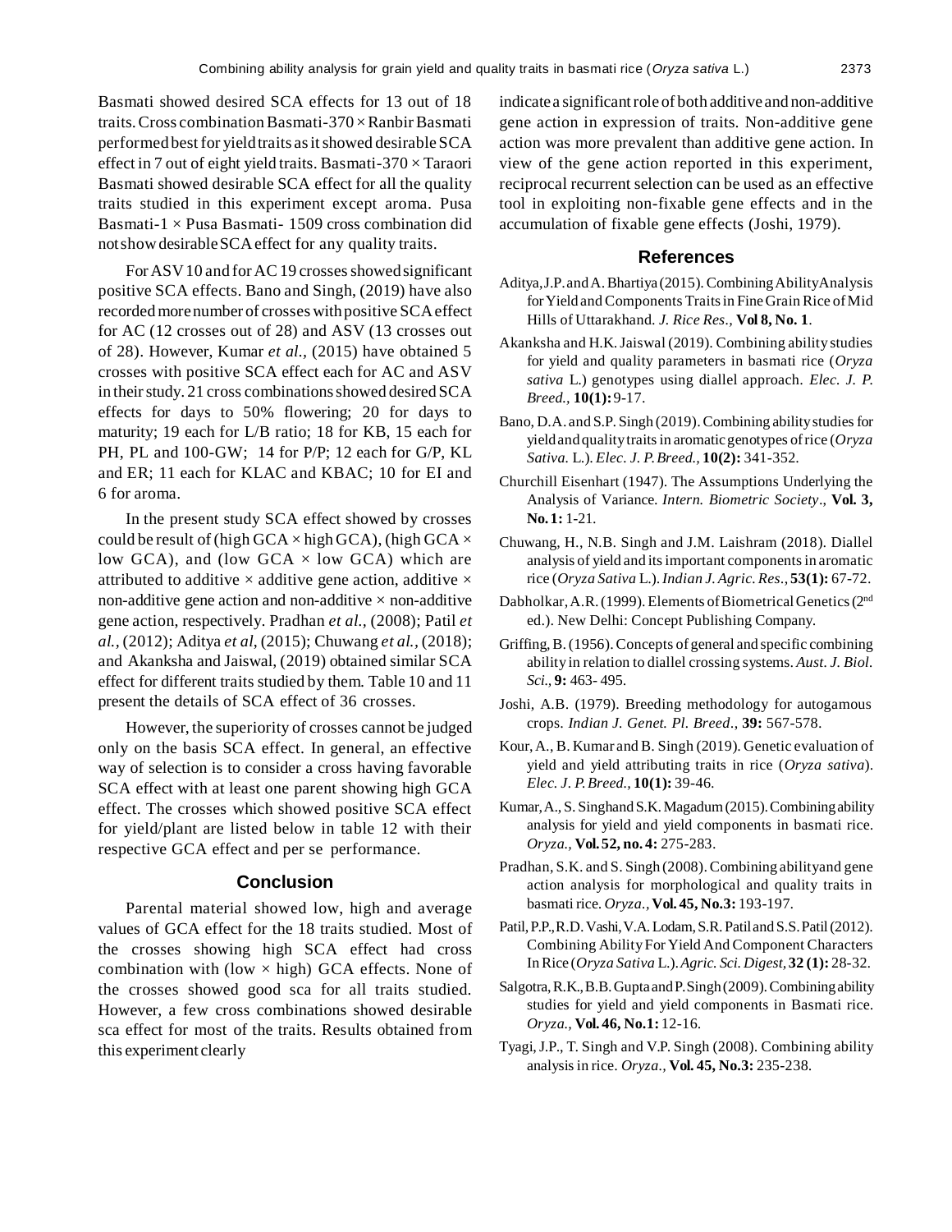Basmati showed desired SCA effects for 13 out of 18 traits. Cross combination Basmati-370 × Ranbir Basmati performed best for yield traits as it showed desirable SCA effect in 7 out of eight yield traits. Basmati-370 × Taraori Basmati showed desirable SCA effect for all the quality traits studied in this experiment except aroma. Pusa Basmati-1 × Pusa Basmati- 1509 cross combination did not show desirable SCA effect for any quality traits.

For ASV 10 and for AC 19 crosses showed significant positive SCA effects. Bano and Singh, (2019) have also recorded more number of crosses with positive SCA effect for AC (12 crosses out of 28) and ASV (13 crosses out of 28). However, Kumar *et al.,* (2015) have obtained 5 crosses with positive SCA effect each for AC and ASV in their study. 21 cross combinations showed desired SCA effects for days to 50% flowering; 20 for days to maturity; 19 each for L/B ratio; 18 for KB, 15 each for PH, PL and 100-GW; 14 for P/P; 12 each for G/P, KL and ER; 11 each for KLAC and KBAC; 10 for EI and 6 for aroma.

In the present study SCA effect showed by crosses could be result of (high GCA × high GCA), (high GCA × low GCA), and (low GCA × low GCA) which are attributed to additive × additive gene action, additive × non-additive gene action and non-additive × non-additive gene action, respectively. Pradhan *et al.,* (2008); Patil *et al.,* (2012); Aditya *et al,* (2015); Chuwang *et al.,* (2018); and Akanksha and Jaiswal, (2019) obtained similar SCA effect for different traits studied by them. Table 10 and 11 present the details of SCA effect of 36 crosses.

However, the superiority of crosses cannot be judged only on the basis SCA effect. In general, an effective way of selection is to consider a cross having favorable SCA effect with at least one parent showing high GCA effect. The crosses which showed positive SCA effect for yield/plant are listed below in table 12 with their respective GCA effect and per se performance.

## Conclusion

Parental material showed low, high and average values of GCA effect for the 18 traits studied. Most of the crosses showing high SCA effect had cross combination with (low × high) GCA effects. None of the crosses showed good sca for all traits studied. However, a few cross combinations showed desirable sca effect for most of the traits. Results obtained from this experiment clearly indicate a significant role of both additive and non-additive gene action in expression of traits. Non-additive gene action was more prevalent than additive gene action. In view of the gene action reported in this experiment, reciprocal recurrent selection can be used as an effective tool in exploiting non-fixable gene effects and in the accumulation of fixable gene effects (Joshi, 1979).

## References

Aditya, J.P. and A. Bhartiya (2015). Combining Ability Analysis for Yield and Components Traits in Fine Grain Rice of Mid Hills of Uttarakhand. *J. Rice Res.,* **Vol 8, No. 1**.

Akanksha and H.K. Jaiswal (2019). Combining ability studies for yield and quality parameters in basmati rice (*Oryza sativa* L.) genotypes using diallel approach. *Elec. J. P. Breed.,* **10(1):** 9-17.

Bano, D.A. and S.P. Singh (2019). Combining ability studies for yield and quality traits in aromatic genotypes of rice (*Oryza Sativa.* L.). *Elec. J. P. Breed.,* **10(2):** 341-352.

Churchill Eisenhart (1947). The Assumptions Underlying the Analysis of Variance. *Intern. Biometric Society*., **Vol. 3, No. 1:** 1-21.

Chuwang, H., N.B. Singh and J.M. Laishram (2018). Diallel analysis of yield and its important components in aromatic rice (*Oryza Sativa* L.). *Indian J. Agric. Res.,* **53(1):** 67-72.

Dabholkar, A.R. (1999). Elements of Biometrical Genetics (2nd ed.). New Delhi: Concept Publishing Company.

Griffing, B. (1956). Concepts of general and specific combining ability in relation to diallel crossing systems. *Aust. J. Biol. Sci.,* **9:** 463- 495.

Joshi, A.B. (1979). Breeding methodology for autogamous crops. *Indian J. Genet. Pl. Breed*., **39:** 567-578.

Kour, A., B. Kumar and B. Singh (2019). Genetic evaluation of yield and yield attributing traits in rice (*Oryza sativa*). *Elec. J. P. Breed.,* **10(1):** 39-46.

Kumar, A., S. Singhand S.K. Magadum (2015). Combining ability analysis for yield and yield components in basmati rice. *Oryza.,* **Vol. 52, no. 4:** 275-283.

Pradhan, S.K. and S. Singh (2008). Combining abilityand gene action analysis for morphological and quality traits in basmati rice. *Oryza.,* **Vol. 45, No.3:** 193-197.

Patil, P.P., R.D. Vashi, V.A. Lodam, S.R. Patil and S.S. Patil (2012). Combining Ability For Yield And Component Characters In Rice (*Oryza Sativa* L.). *Agric. Sci. Digest,* **32 (1):** 28-32.

Salgotra, R.K., B.B. Gupta and P. Singh (2009). Combining ability studies for yield and yield components in Basmati rice. *Oryza.,* **Vol. 46, No.1:** 12-16.

Tyagi, J.P., T. Singh and V.P. Singh (2008). Combining ability analysis in rice. *Oryza*., **Vol. 45, No.3:** 235-238.